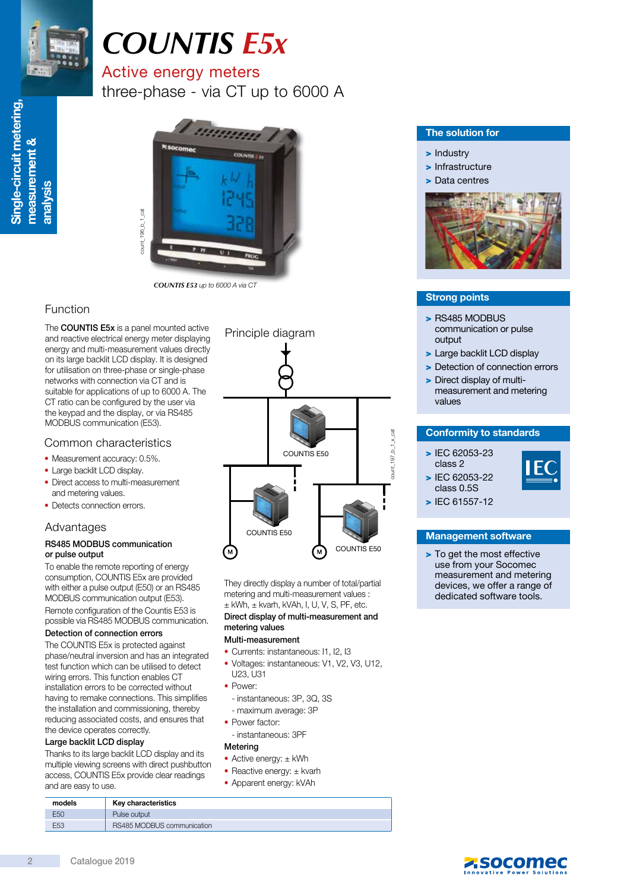# COUNTIS E5x

## Active energy meters

three-phase - via CT up to 6000 A

*COUNTIS E53 up to 6000 A via CT*

## Function

The **COUNTIS E5x** is a panel mounted active and reactive electrical energy meter displaying energy and multi-measurement values directly on its large backlit LCD display. It is designed for utilisation on three-phase or single-phase networks with connection via CT and is suitable for applications of up to 6000 A. The CT ratio can be configured by the user via the keypad and the display, or via RS485 MODBUS communication (E53).

## Common characteristics

- Measurement accuracy: 0.5%.
- Large backlit LCD display.
- Direct access to multi-measurement and metering values.
- Detects connection errors.

## Advantages

### RS485 MODBUS communication or pulse output

To enable the remote reporting of energy consumption, COUNTIS E5x are provided with either a pulse output (E50) or an RS485 MODBUS communication output (E53).

Remote configuration of the Countis E53 is possible via RS485 MODBUS communication.

### Detection of connection errors

The COUNTIS E5x is protected against phase/neutral inversion and has an integrated test function which can be utilised to detect wiring errors. This function enables CT installation errors to be corrected without having to remake connections. This simplifies the installation and commissioning, thereby reducing associated costs, and ensures that the device operates correctly.

### Large backlit LCD display

Thanks to its large backlit LCD display and its multiple viewing screens with direct pushbutton access, COUNTIS E5x provide clear readings and are easy to use.

## Principle diagram

COUNTIS E50

COUNTIS E50

COUNTIS E50

They directly display a number of total/partial metering and multi-measurement values : ± kWh, ± kvarh, kVAh, I, U, V, S, PF, etc.

### Direct display of multi-measurement and metering values

**Multi-measurement**

- Currents: instantaneous: I1, I2, I3
- Voltages: instantaneous: V1, V2, V3, U12, U23, U31
- Power:
  - instantaneous: 3P, 3Q, 3S
  - maximum average: 3P
- Power factor:
  - instantaneous: 3PF

**Metering**

- Active energy: ± kWh
- Reactive energy: ± kvarh
- Apparent energy: kVAh

| models | Key characteristics |
| --- | --- |
| E50 | Pulse output |
| E53 | RS485 MODBUS communication |

## The solution for

- Industry
- Infrastructure
- Data centres

## Strong points

- RS485 MODBUS communication or pulse output
- Large backlit LCD display
- Detection of connection errors
- Direct display of multi-measurement and metering values

## Conformity to standards

- IEC 62053-23 class 2
- IEC 62053-22 class 0.5S
- IEC 61557-12

## Management software

- To get the most effective use from your Socomec measurement and metering devices, we offer a range of dedicated software tools.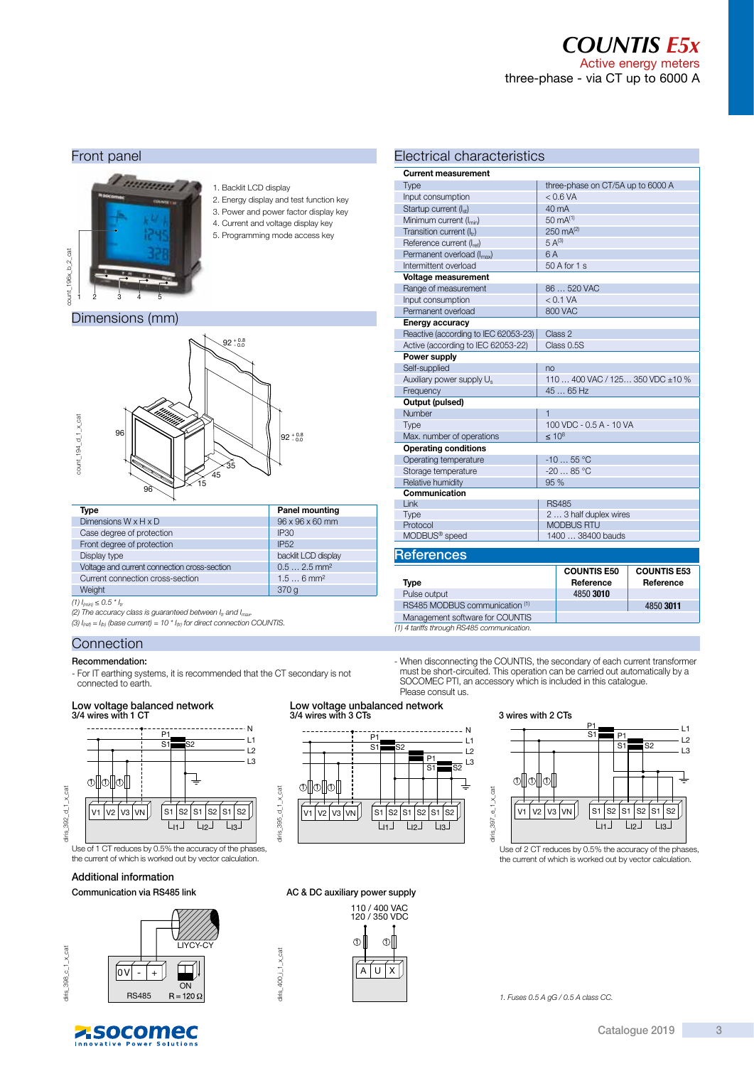# COUNTIS E5x

Active energy meters

three-phase - via CT up to 6000 A

## Front panel

1. Backlit LCD display
2. Energy display and test function key
3. Power and power factor display key
4. Current and voltage display key
5. Programming mode access key

## Dimensions (mm)

| Type | Panel mounting |
|---|---|
| Dimensions W x H x D | 96 x 96 x 60 mm |
| Case degree of protection | IP30 |
| Front degree of protection | IP52 |
| Display type | backlit LCD display |
| Voltage and current connection cross-section | 0.5 … 2.5 mm² |
| Current connection cross-section | 1.5 … 6 mm² |
| Weight | 370 g |

*(1) $I_{(min)} \le 0.5 * I_{tr}$*

*(2) The accuracy class is guaranteed between $I_{tr}$ and $I_{max}$.*

*(3) $I_{ref} = I_{(b)}$ (base current) = 10 * $I_{(tr)}$ for direct connection COUNTIS.*

## Electrical characteristics

| | |
|---|---|
| **Current measurement** | |
| Type | three-phase on CT/5A up to 6000 A |
| Input consumption | < 0.6 VA |
| Startup current ($I_{st}$) | 40 mA |
| Minimum current ($I_{min}$) | 50 mA(1) |
| Transition current ($I_{tr}$) | 250 mA(2) |
| Reference current ($I_{ref}$) | 5 A(3) |
| Permanent overload ($I_{max}$) | 6 A |
| Intermittent overload | 50 A for 1 s |
| **Voltage measurement** | |
| Range of measurement | 86 … 520 VAC |
| Input consumption | < 0.1 VA |
| Permanent overload | 800 VAC |
| **Energy accuracy** | |
| Reactive (according to IEC 62053-23) | Class 2 |
| Active (according to IEC 62053-22) | Class 0.5S |
| **Power supply** | |
| Self-supplied | no |
| Auxiliary power supply $U_s$ | 110 … 400 VAC / 125… 350 VDC ±10 % |
| Frequency | 45 … 65 Hz |
| **Output (pulsed)** | |
| Number | 1 |
| Type | 100 VDC - 0.5 A - 10 VA |
| Max. number of operations | ≤ $10^8$ |
| **Operating conditions** | |
| Operating temperature | -10 … 55 °C |
| Storage temperature | -20 … 85 °C |
| Relative humidity | 95 % |
| **Communication** | |
| Link | RS485 |
| Type | 2 … 3 half duplex wires |
| Protocol | MODBUS RTU |
| MODBUS® speed | 1400 … 38400 bauds |

## References

| Type | COUNTIS E50 Reference | COUNTIS E53 Reference |
|---|---|---|
| Pulse output | 4850 **3010** | |
| RS485 MODBUS communication (1) | | 4850 **3011** |
| Management software for COUNTIS | | |

*(1) 4 tariffs through RS485 communication.*

## Connection

**Recommendation:**

- For IT earthing systems, it is recommended that the CT secondary is not connected to earth.
- When disconnecting the COUNTIS, the secondary of each current transformer must be short-circuited. This operation can be carried out automatically by a SOCOMEC PTI, an accessory which is included in this catalogue. Please consult us.

**Low voltage balanced network**
3/4 wires with 1 CT

Use of 1 CT reduces by 0.5% the accuracy of the phases, the current of which is worked out by vector calculation.

**Low voltage unbalanced network**
3/4 wires with 3 CTs

**3 wires with 2 CTs**

Use of 2 CT reduces by 0.5% the accuracy of the phases, the current of which is worked out by vector calculation.

### Additional information

**Communication via RS485 link**

LIYCY-CY

0V - +

ON

RS485 R = 120 Ω

**AC & DC auxiliary power supply**

110 / 400 VAC
120 / 350 VDC

A U X

*1. Fuses 0.5 A gG / 0.5 A class CC.*